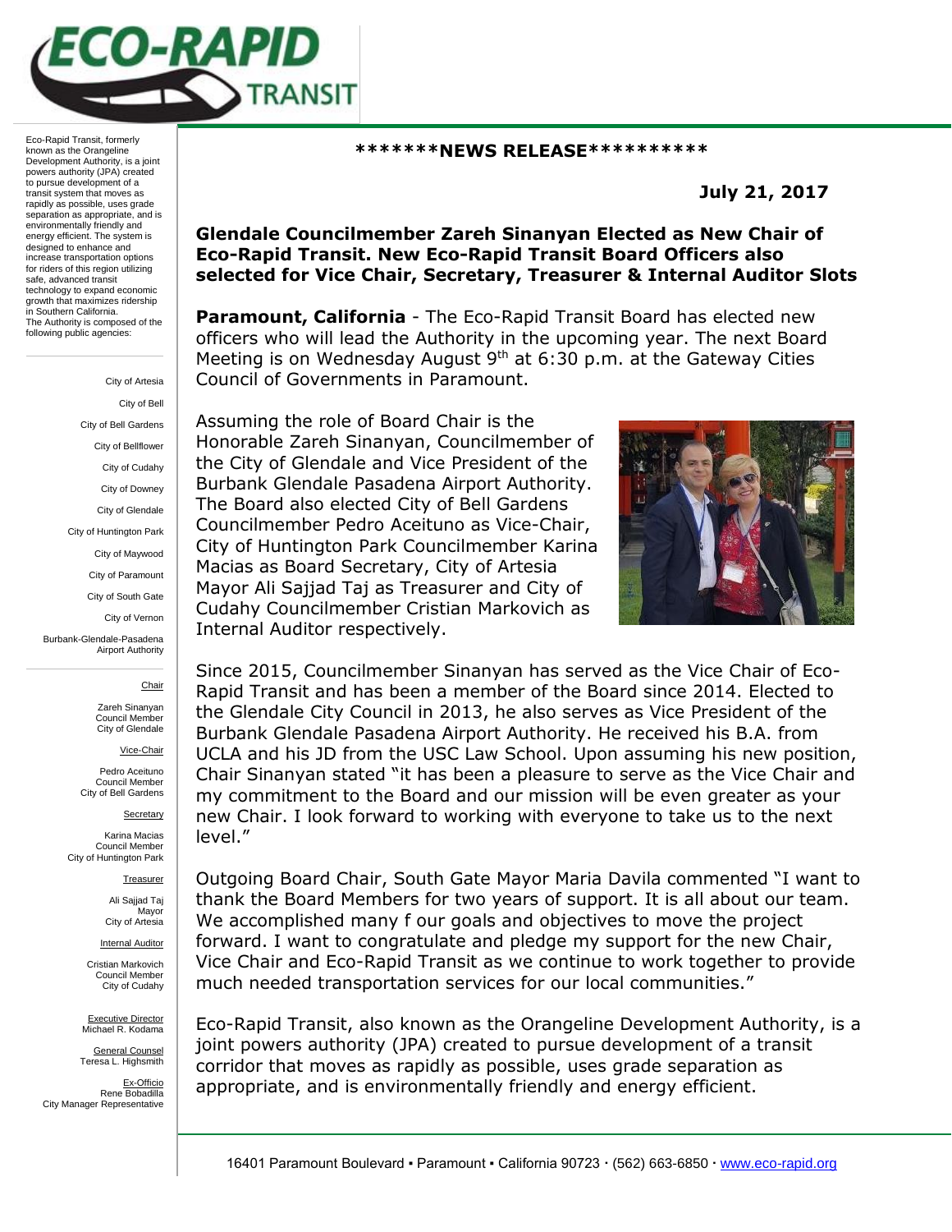**ECO-RAPID TRANSIT**

Eco-Rapid Transit, formerly known as the Orangeline Development Authority, is a joint powers authority (JPA) created to pursue development of a transit system that moves as rapidly as possible, uses grade separation as appropriate, and is environmentally friendly and energy efficient. The system is designed to enhance and increase transportation options for riders of this region utilizing safe, advanced transit technology to expand economic growth that maximizes ridership in Southern California. The Authority is composed of the following public agencies:

City of Artesia
City of Bell
City of Bell Gardens
City of Bellflower
City of Cudahy
City of Downey
City of Glendale
City of Huntington Park
City of Maywood
City of Paramount
City of South Gate
City of Vernon
Burbank-Glendale-Pasadena Airport Authority

Chair
Zareh Sinanyan
Council Member
City of Glendale

Vice-Chair
Pedro Aceituno
Council Member
City of Bell Gardens

Secretary
Karina Macias
Council Member
City of Huntington Park

Treasurer
Ali Sajjad Taj
Mayor
City of Artesia

Internal Auditor
Cristian Markovich
Council Member
City of Cudahy

Executive Director
Michael R. Kodama

General Counsel
Teresa L. Highsmith

Ex-Officio
Rene Bobadilla
City Manager Representative

**\*\*\*\*\*\*\*NEWS RELEASE\*\*\*\*\*\*\*\*\*\***

**July 21, 2017**

**Glendale Councilmember Zareh Sinanyan Elected as New Chair of Eco-Rapid Transit. New Eco-Rapid Transit Board Officers also selected for Vice Chair, Secretary, Treasurer & Internal Auditor Slots**

**Paramount, California** - The Eco-Rapid Transit Board has elected new officers who will lead the Authority in the upcoming year. The next Board Meeting is on Wednesday August 9th at 6:30 p.m. at the Gateway Cities Council of Governments in Paramount.

Assuming the role of Board Chair is the Honorable Zareh Sinanyan, Councilmember of the City of Glendale and Vice President of the Burbank Glendale Pasadena Airport Authority. The Board also elected City of Bell Gardens Councilmember Pedro Aceituno as Vice-Chair, City of Huntington Park Councilmember Karina Macias as Board Secretary, City of Artesia Mayor Ali Sajjad Taj as Treasurer and City of Cudahy Councilmember Cristian Markovich as Internal Auditor respectively.

Since 2015, Councilmember Sinanyan has served as the Vice Chair of Eco-Rapid Transit and has been a member of the Board since 2014. Elected to the Glendale City Council in 2013, he also serves as Vice President of the Burbank Glendale Pasadena Airport Authority. He received his B.A. from UCLA and his JD from the USC Law School. Upon assuming his new position, Chair Sinanyan stated "it has been a pleasure to serve as the Vice Chair and my commitment to the Board and our mission will be even greater as your new Chair. I look forward to working with everyone to take us to the next level."

Outgoing Board Chair, South Gate Mayor Maria Davila commented "I want to thank the Board Members for two years of support. It is all about our team. We accomplished many f our goals and objectives to move the project forward. I want to congratulate and pledge my support for the new Chair, Vice Chair and Eco-Rapid Transit as we continue to work together to provide much needed transportation services for our local communities."

Eco-Rapid Transit, also known as the Orangeline Development Authority, is a joint powers authority (JPA) created to pursue development of a transit corridor that moves as rapidly as possible, uses grade separation as appropriate, and is environmentally friendly and energy efficient.

16401 Paramount Boulevard ▪ Paramount ▪ California 90723 · (562) 663-6850 · www.eco-rapid.org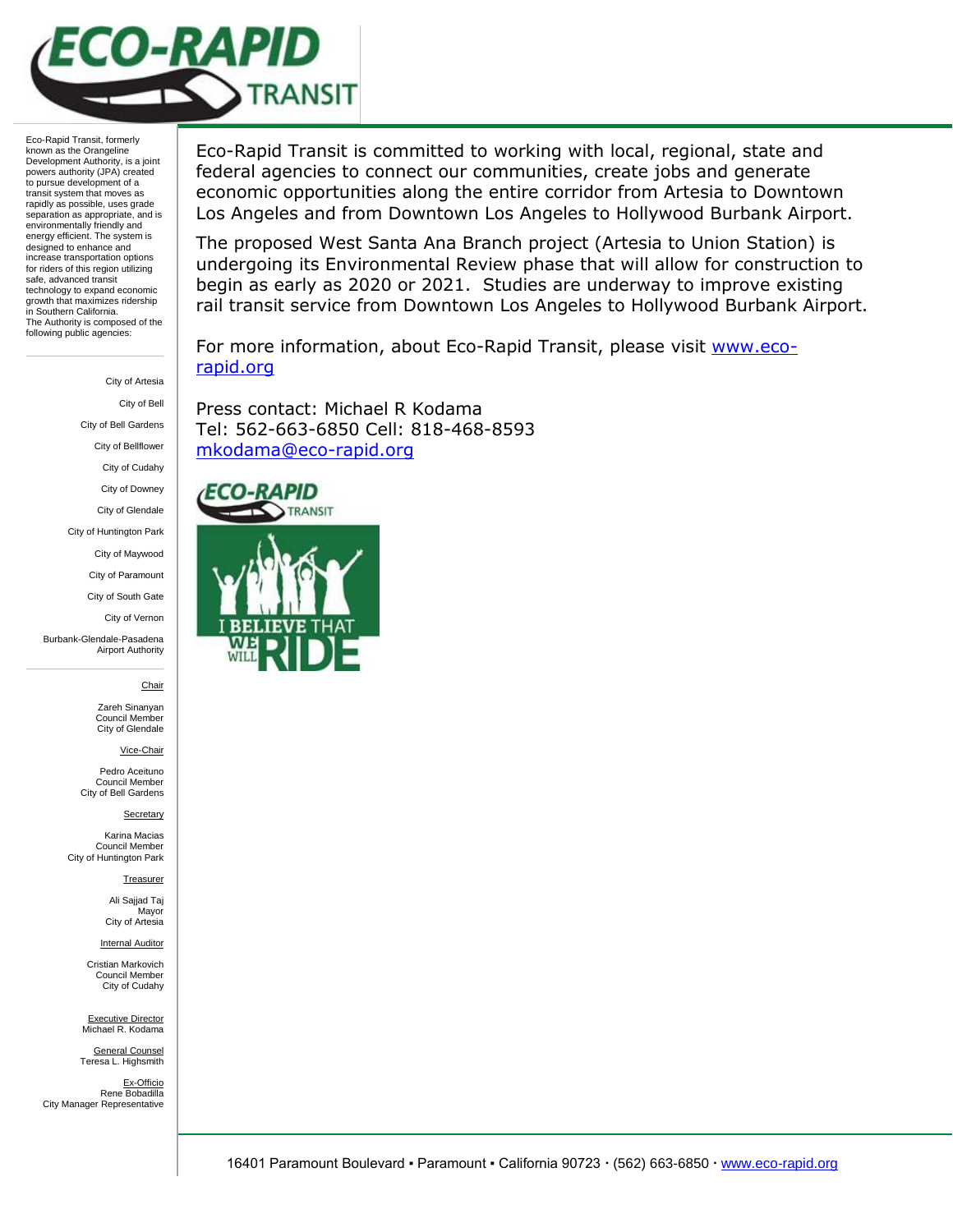Eco-Rapid Transit, formerly known as the Orangeline Development Authority, is a joint powers authority (JPA) created to pursue development of a transit system that moves as rapidly as possible, uses grade separation as appropriate, and is environmentally friendly and energy efficient. The system is designed to enhance and increase transportation options for riders of this region utilizing safe, advanced transit technology to expand economic growth that maximizes ridership in Southern California. The Authority is composed of the following public agencies:

City of Artesia
City of Bell
City of Bell Gardens
City of Bellflower
City of Cudahy
City of Downey
City of Glendale
City of Huntington Park
City of Maywood
City of Paramount
City of South Gate
City of Vernon
Burbank-Glendale-Pasadena Airport Authority

Chair
Zareh Sinanyan
Council Member
City of Glendale

Vice-Chair
Pedro Aceituno
Council Member
City of Bell Gardens

Secretary
Karina Macias
Council Member
City of Huntington Park

Treasurer
Ali Sajjad Taj
Mayor
City of Artesia

Internal Auditor
Cristian Markovich
Council Member
City of Cudahy

Executive Director
Michael R. Kodama

General Counsel
Teresa L. Highsmith

Ex-Officio
Rene Bobadilla
City Manager Representative

Eco-Rapid Transit is committed to working with local, regional, state and federal agencies to connect our communities, create jobs and generate economic opportunities along the entire corridor from Artesia to Downtown Los Angeles and from Downtown Los Angeles to Hollywood Burbank Airport.

The proposed West Santa Ana Branch project (Artesia to Union Station) is undergoing its Environmental Review phase that will allow for construction to begin as early as 2020 or 2021. Studies are underway to improve existing rail transit service from Downtown Los Angeles to Hollywood Burbank Airport.

For more information, about Eco-Rapid Transit, please visit www.eco-rapid.org

Press contact: Michael R Kodama
Tel: 562-663-6850 Cell: 818-468-8593
mkodama@eco-rapid.org

16401 Paramount Boulevard ▪ Paramount ▪ California 90723 · (562) 663-6850 · www.eco-rapid.org